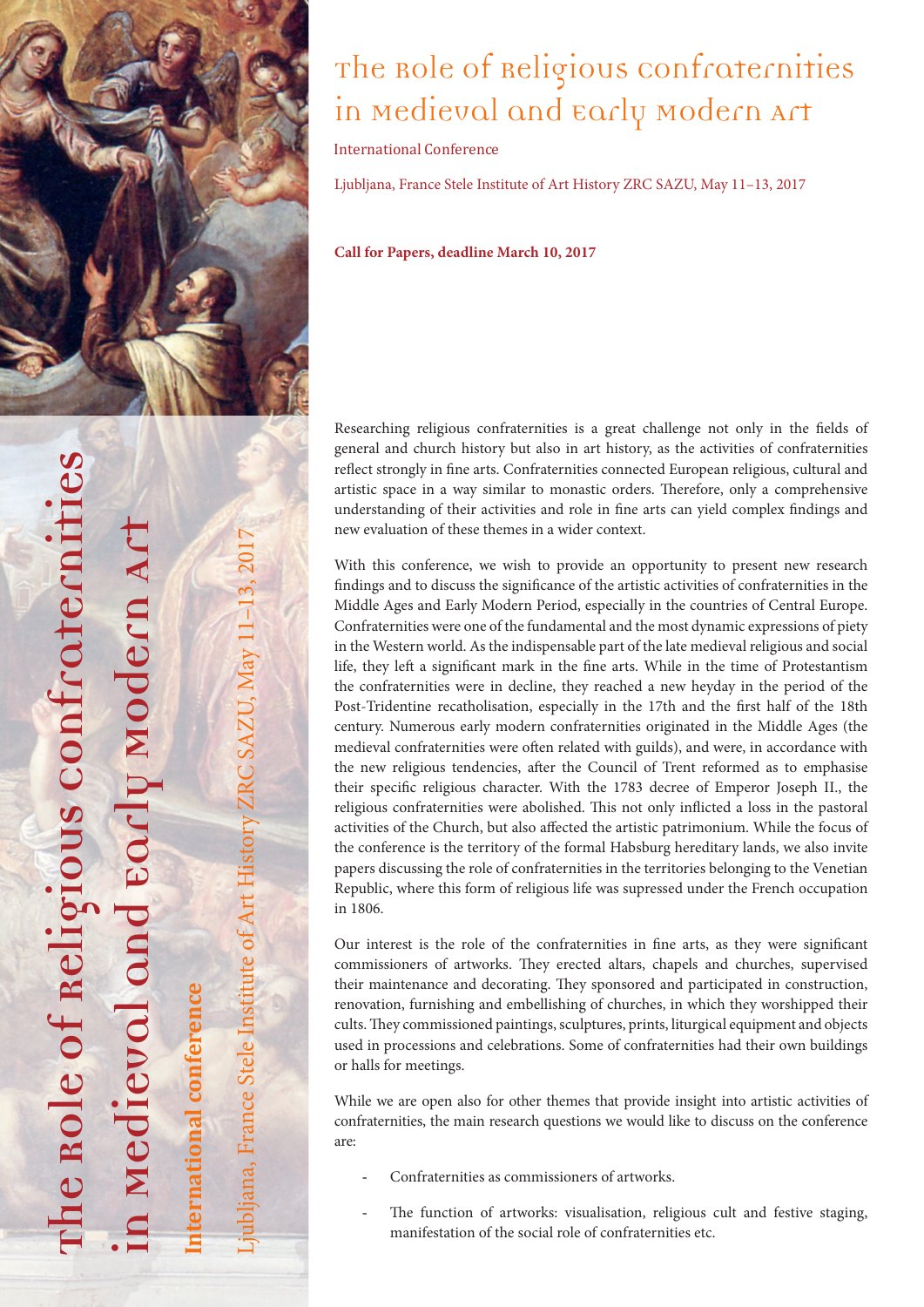# The Role of Religious Confraternities in Medieval and Early Modern Art

International Conference

Ljubljana, France Stele Institute of Art History ZRC SAZU, May 11–13, 2017

**Call for Papers, deadline March 10, 2017**

Researching religious confraternities is a great challenge not only in the fields of general and church history but also in art history, as the activities of confraternities reflect strongly in fine arts. Confraternities connected European religious, cultural and artistic space in a way similar to monastic orders. Therefore, only a comprehensive understanding of their activities and role in fine arts can yield complex findings and new evaluation of these themes in a wider context.

With this conference, we wish to provide an opportunity to present new research findings and to discuss the significance of the artistic activities of confraternities in the Middle Ages and Early Modern Period, especially in the countries of Central Europe. Confraternities were one of the fundamental and the most dynamic expressions of piety in the Western world. As the indispensable part of the late medieval religious and social life, they left a significant mark in the fine arts. While in the time of Protestantism the confraternities were in decline, they reached a new heyday in the period of the Post-Tridentine recatholisation, especially in the 17th and the first half of the 18th century. Numerous early modern confraternities originated in the Middle Ages (the medieval confraternities were often related with guilds), and were, in accordance with the new religious tendencies, after the Council of Trent reformed as to emphasise their specific religious character. With the 1783 decree of Emperor Joseph II., the religious confraternities were abolished. This not only inflicted a loss in the pastoral activities of the Church, but also affected the artistic patrimonium. While the focus of the conference is the territory of the formal Habsburg hereditary lands, we also invite papers discussing the role of confraternities in the territories belonging to the Venetian Republic, where this form of religious life was supressed under the French occupation in 1806.

Our interest is the role of the confraternities in fine arts, as they were significant commissioners of artworks. They erected altars, chapels and churches, supervised their maintenance and decorating. They sponsored and participated in construction, renovation, furnishing and embellishing of churches, in which they worshipped their cults. They commissioned paintings, sculptures, prints, liturgical equipment and objects used in processions and celebrations. Some of confraternities had their own buildings or halls for meetings.

While we are open also for other themes that provide insight into artistic activities of confraternities, the main research questions we would like to discuss on the conference are:

- Confraternities as commissioners of artworks.
- The function of artworks: visualisation, religious cult and festive staging, manifestation of the social role of confraternities etc.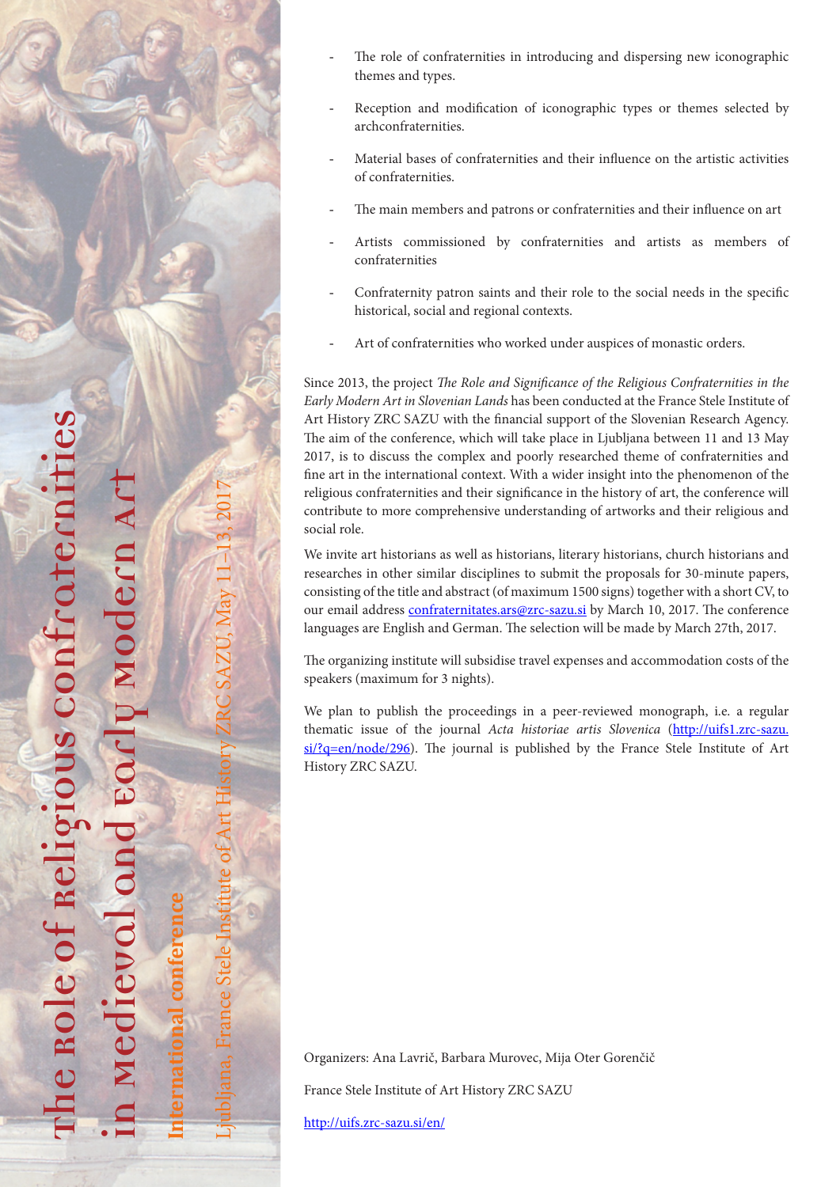# The Role of Religious Confraternities in Medieval and Early Modern Art

**International conference**

Ljubljana, France Stele Institute of Art History ZRC SAZU, May 11–13, 2017

- The role of confraternities in introducing and dispersing new iconographic themes and types.
- Reception and modification of iconographic types or themes selected by archconfraternities.
- Material bases of confraternities and their influence on the artistic activities of confraternities.
- The main members and patrons or confraternities and their influence on art
- Artists commissioned by confraternities and artists as members of confraternities
- Confraternity patron saints and their role to the social needs in the specific historical, social and regional contexts.
- Art of confraternities who worked under auspices of monastic orders.

Since 2013, the project *The Role and Significance of the Religious Confraternities in the Early Modern Art in Slovenian Lands* has been conducted at the France Stele Institute of Art History ZRC SAZU with the financial support of the Slovenian Research Agency. The aim of the conference, which will take place in Ljubljana between 11 and 13 May 2017, is to discuss the complex and poorly researched theme of confraternities and fine art in the international context. With a wider insight into the phenomenon of the religious confraternities and their significance in the history of art, the conference will contribute to more comprehensive understanding of artworks and their religious and social role.

We invite art historians as well as historians, literary historians, church historians and researches in other similar disciplines to submit the proposals for 30-minute papers, consisting of the title and abstract (of maximum 1500 signs) together with a short CV, to our email address confraternitates.ars@zrc-sazu.si by March 10, 2017. The conference languages are English and German. The selection will be made by March 27th, 2017.

The organizing institute will subsidise travel expenses and accommodation costs of the speakers (maximum for 3 nights).

We plan to publish the proceedings in a peer-reviewed monograph, i.e. a regular thematic issue of the journal *Acta historiae artis Slovenica* (http://uifs1.zrc-sazu.si/?q=en/node/296). The journal is published by the France Stele Institute of Art History ZRC SAZU.

Organizers: Ana Lavrič, Barbara Murovec, Mija Oter Gorenčič

France Stele Institute of Art History ZRC SAZU

http://uifs.zrc-sazu.si/en/